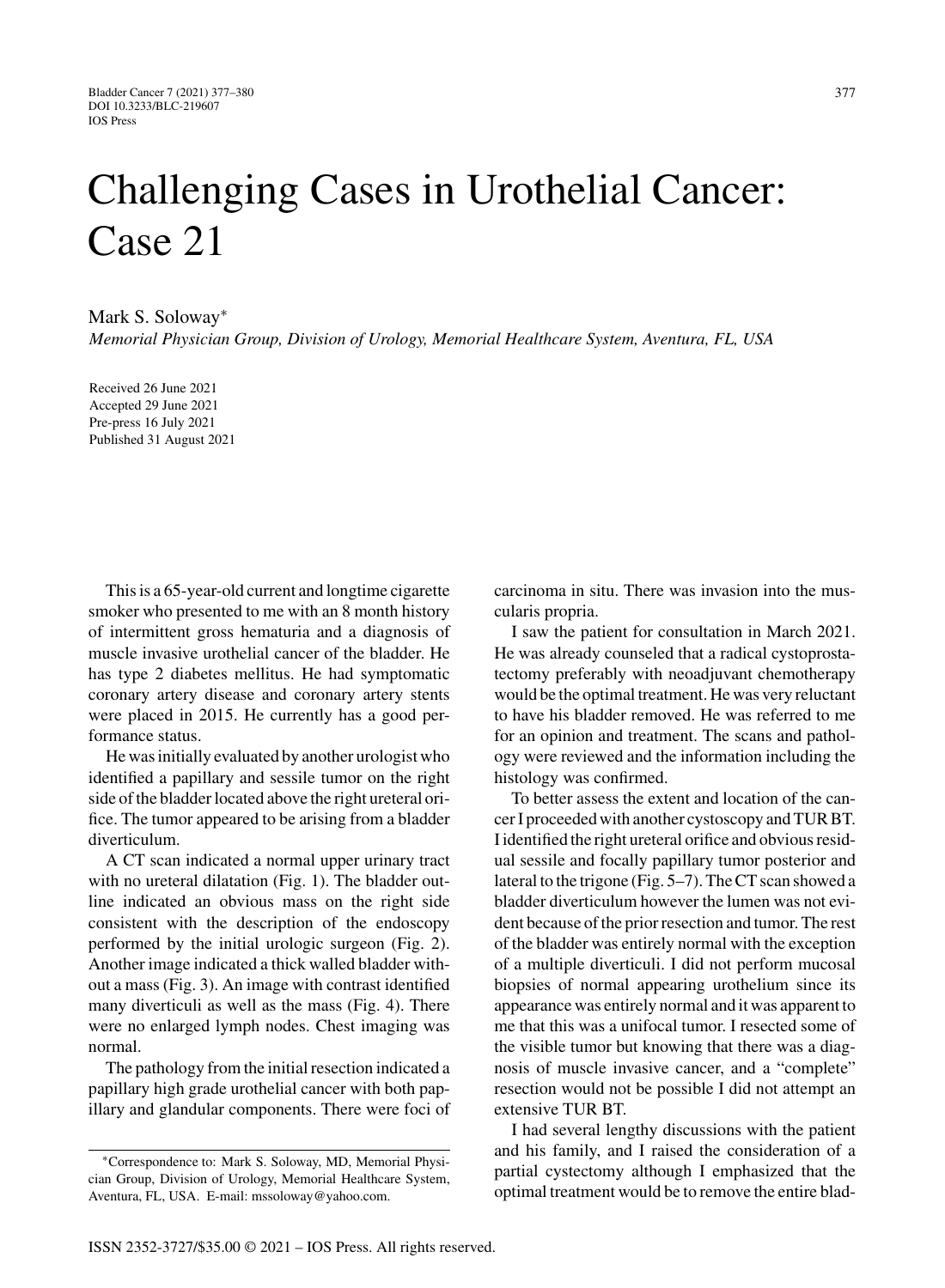# Challenging Cases in Urothelial Cancer: Case 21

Mark S. Soloway*

*Memorial Physician Group, Division of Urology, Memorial Healthcare System, Aventura, FL, USA*

Received 26 June 2021
Accepted 29 June 2021
Pre-press 16 July 2021
Published 31 August 2021

This is a 65-year-old current and longtime cigarette smoker who presented to me with an 8 month history of intermittent gross hematuria and a diagnosis of muscle invasive urothelial cancer of the bladder. He has type 2 diabetes mellitus. He had symptomatic coronary artery disease and coronary artery stents were placed in 2015. He currently has a good performance status.

He was initially evaluated by another urologist who identified a papillary and sessile tumor on the right side of the bladder located above the right ureteral orifice. The tumor appeared to be arising from a bladder diverticulum.

A CT scan indicated a normal upper urinary tract with no ureteral dilatation (Fig. 1). The bladder outline indicated an obvious mass on the right side consistent with the description of the endoscopy performed by the initial urologic surgeon (Fig. 2). Another image indicated a thick walled bladder without a mass (Fig. 3). An image with contrast identified many diverticuli as well as the mass (Fig. 4). There were no enlarged lymph nodes. Chest imaging was normal.

The pathology from the initial resection indicated a papillary high grade urothelial cancer with both papillary and glandular components. There were foci of carcinoma in situ. There was invasion into the muscularis propria.

I saw the patient for consultation in March 2021. He was already counseled that a radical cystoprostatectomy preferably with neoadjuvant chemotherapy would be the optimal treatment. He was very reluctant to have his bladder removed. He was referred to me for an opinion and treatment. The scans and pathology were reviewed and the information including the histology was confirmed.

To better assess the extent and location of the cancer I proceeded with another cystoscopy and TUR BT. I identified the right ureteral orifice and obvious residual sessile and focally papillary tumor posterior and lateral to the trigone (Fig. 5–7). The CT scan showed a bladder diverticulum however the lumen was not evident because of the prior resection and tumor. The rest of the bladder was entirely normal with the exception of a multiple diverticuli. I did not perform mucosal biopsies of normal appearing urothelium since its appearance was entirely normal and it was apparent to me that this was a unifocal tumor. I resected some of the visible tumor but knowing that there was a diagnosis of muscle invasive cancer, and a "complete" resection would not be possible I did not attempt an extensive TUR BT.

I had several lengthy discussions with the patient and his family, and I raised the consideration of a partial cystectomy although I emphasized that the optimal treatment would be to remove the entire blad-

*Correspondence to: Mark S. Soloway, MD, Memorial Physician Group, Division of Urology, Memorial Healthcare System, Aventura, FL, USA. E-mail: mssoloway@yahoo.com.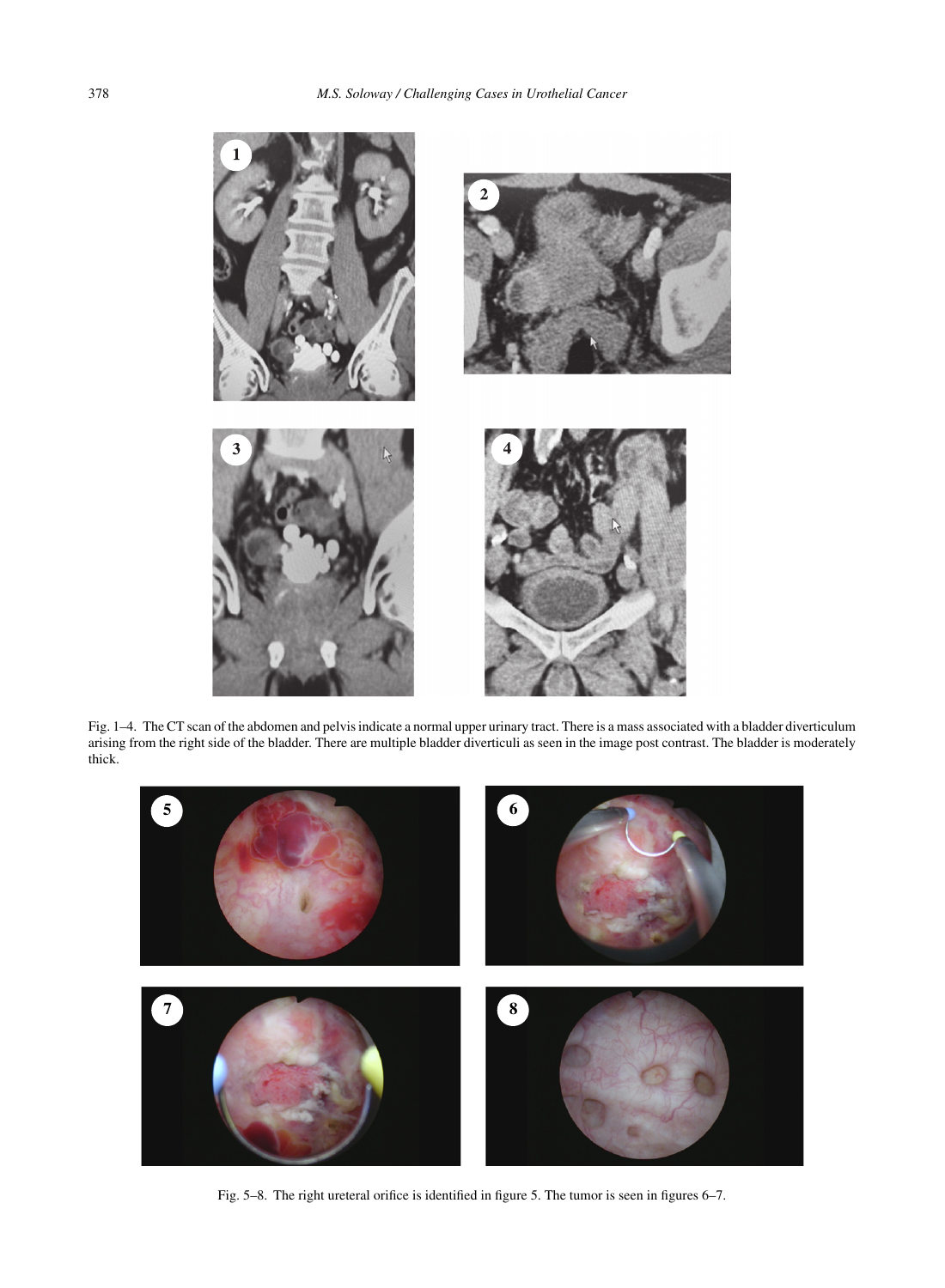Fig. 1–4. The CT scan of the abdomen and pelvis indicate a normal upper urinary tract. There is a mass associated with a bladder diverticulum arising from the right side of the bladder. There are multiple bladder diverticuli as seen in the image post contrast. The bladder is moderately thick.

Fig. 5–8. The right ureteral orifice is identified in figure 5. The tumor is seen in figures 6–7.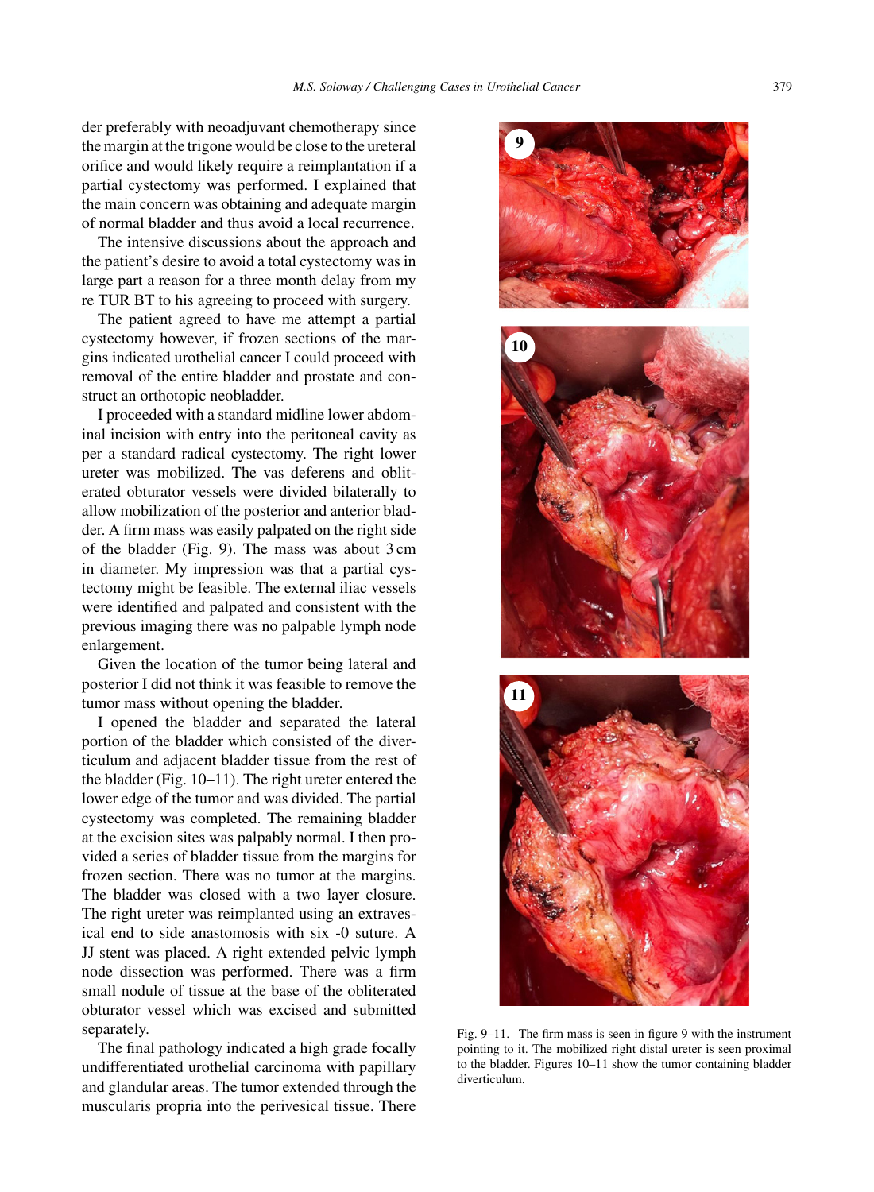der preferably with neoadjuvant chemotherapy since the margin at the trigone would be close to the ureteral orifice and would likely require a reimplantation if a partial cystectomy was performed. I explained that the main concern was obtaining and adequate margin of normal bladder and thus avoid a local recurrence.

The intensive discussions about the approach and the patient's desire to avoid a total cystectomy was in large part a reason for a three month delay from my re TUR BT to his agreeing to proceed with surgery.

The patient agreed to have me attempt a partial cystectomy however, if frozen sections of the margins indicated urothelial cancer I could proceed with removal of the entire bladder and prostate and construct an orthotopic neobladder.

I proceeded with a standard midline lower abdominal incision with entry into the peritoneal cavity as per a standard radical cystectomy. The right lower ureter was mobilized. The vas deferens and obliterated obturator vessels were divided bilaterally to allow mobilization of the posterior and anterior bladder. A firm mass was easily palpated on the right side of the bladder (Fig. 9). The mass was about 3 cm in diameter. My impression was that a partial cystectomy might be feasible. The external iliac vessels were identified and palpated and consistent with the previous imaging there was no palpable lymph node enlargement.

Given the location of the tumor being lateral and posterior I did not think it was feasible to remove the tumor mass without opening the bladder.

I opened the bladder and separated the lateral portion of the bladder which consisted of the diverticulum and adjacent bladder tissue from the rest of the bladder (Fig. 10–11). The right ureter entered the lower edge of the tumor and was divided. The partial cystectomy was completed. The remaining bladder at the excision sites was palpably normal. I then provided a series of bladder tissue from the margins for frozen section. There was no tumor at the margins. The bladder was closed with a two layer closure. The right ureter was reimplanted using an extravesical end to side anastomosis with six -0 suture. A JJ stent was placed. A right extended pelvic lymph node dissection was performed. There was a firm small nodule of tissue at the base of the obliterated obturator vessel which was excised and submitted separately.

The final pathology indicated a high grade focally undifferentiated urothelial carcinoma with papillary and glandular areas. The tumor extended through the muscularis propria into the perivesical tissue. There

Fig. 9–11. The firm mass is seen in figure 9 with the instrument pointing to it. The mobilized right distal ureter is seen proximal to the bladder. Figures 10–11 show the tumor containing bladder diverticulum.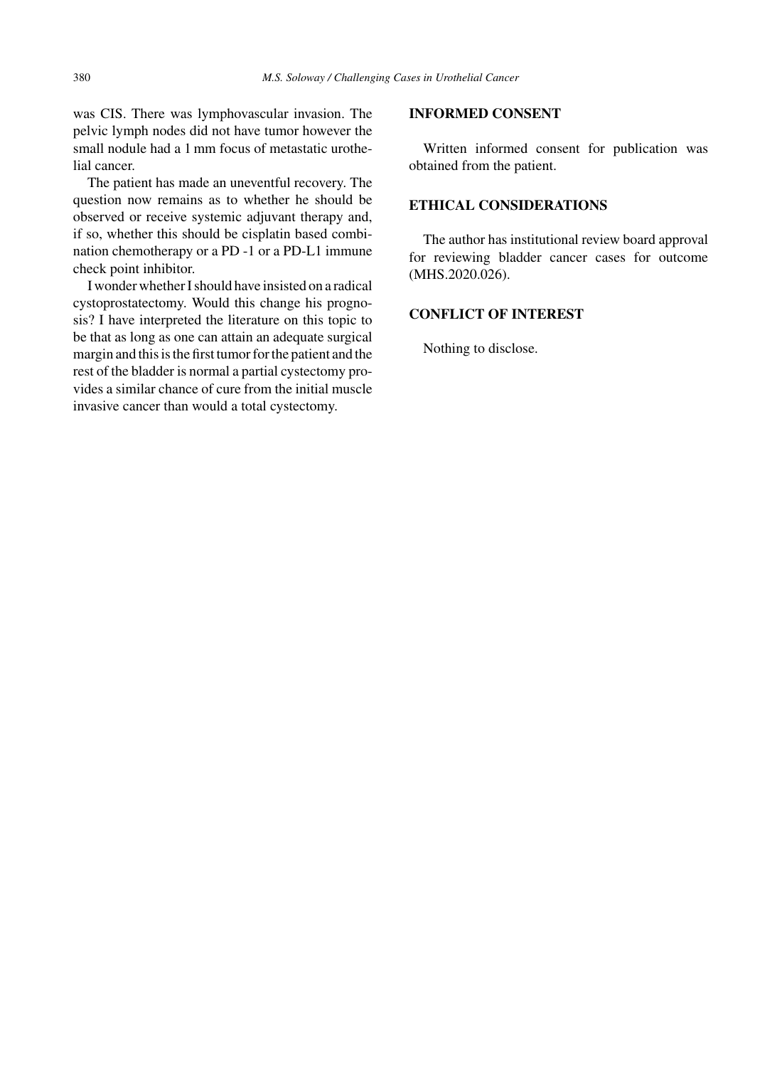was CIS. There was lymphovascular invasion. The pelvic lymph nodes did not have tumor however the small nodule had a 1 mm focus of metastatic urothelial cancer.

The patient has made an uneventful recovery. The question now remains as to whether he should be observed or receive systemic adjuvant therapy and, if so, whether this should be cisplatin based combination chemotherapy or a PD -1 or a PD-L1 immune check point inhibitor.

I wonder whether I should have insisted on a radical cystoprostatectomy. Would this change his prognosis? I have interpreted the literature on this topic to be that as long as one can attain an adequate surgical margin and this is the first tumor for the patient and the rest of the bladder is normal a partial cystectomy provides a similar chance of cure from the initial muscle invasive cancer than would a total cystectomy.

## INFORMED CONSENT

Written informed consent for publication was obtained from the patient.

## ETHICAL CONSIDERATIONS

The author has institutional review board approval for reviewing bladder cancer cases for outcome (MHS.2020.026).

## CONFLICT OF INTEREST

Nothing to disclose.